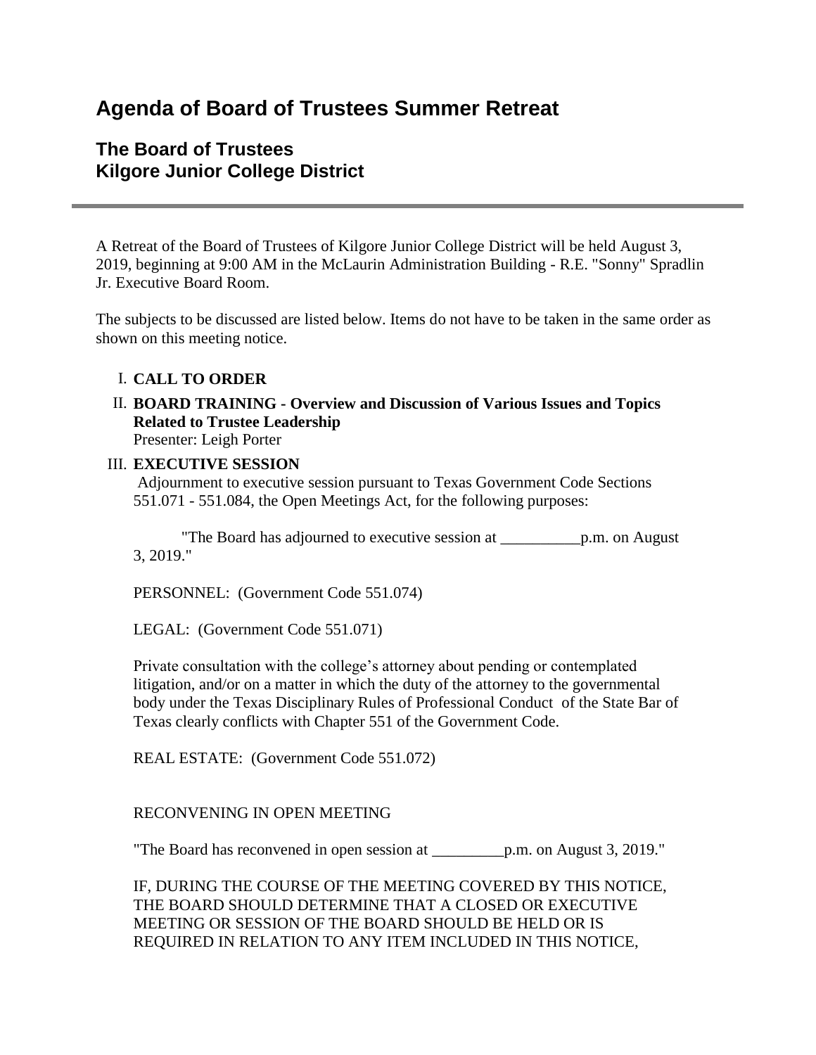# Agenda of Board of Trustees Summer Retreat

## The Board of Trustees
## Kilgore Junior College District

---

A Retreat of the Board of Trustees of Kilgore Junior College District will be held August 3, 2019, beginning at 9:00 AM in the McLaurin Administration Building - R.E. "Sonny" Spradlin Jr. Executive Board Room.

The subjects to be discussed are listed below. Items do not have to be taken in the same order as shown on this meeting notice.

I. **CALL TO ORDER**

II. **BOARD TRAINING - Overview and Discussion of Various Issues and Topics Related to Trustee Leadership**
Presenter: Leigh Porter

III. **EXECUTIVE SESSION**
Adjournment to executive session pursuant to Texas Government Code Sections 551.071 - 551.084, the Open Meetings Act, for the following purposes:

"The Board has adjourned to executive session at __________p.m. on August 3, 2019."

PERSONNEL: (Government Code 551.074)

LEGAL: (Government Code 551.071)

Private consultation with the college's attorney about pending or contemplated litigation, and/or on a matter in which the duty of the attorney to the governmental body under the Texas Disciplinary Rules of Professional Conduct of the State Bar of Texas clearly conflicts with Chapter 551 of the Government Code.

REAL ESTATE: (Government Code 551.072)

RECONVENING IN OPEN MEETING

"The Board has reconvened in open session at _________p.m. on August 3, 2019."

IF, DURING THE COURSE OF THE MEETING COVERED BY THIS NOTICE, THE BOARD SHOULD DETERMINE THAT A CLOSED OR EXECUTIVE MEETING OR SESSION OF THE BOARD SHOULD BE HELD OR IS REQUIRED IN RELATION TO ANY ITEM INCLUDED IN THIS NOTICE,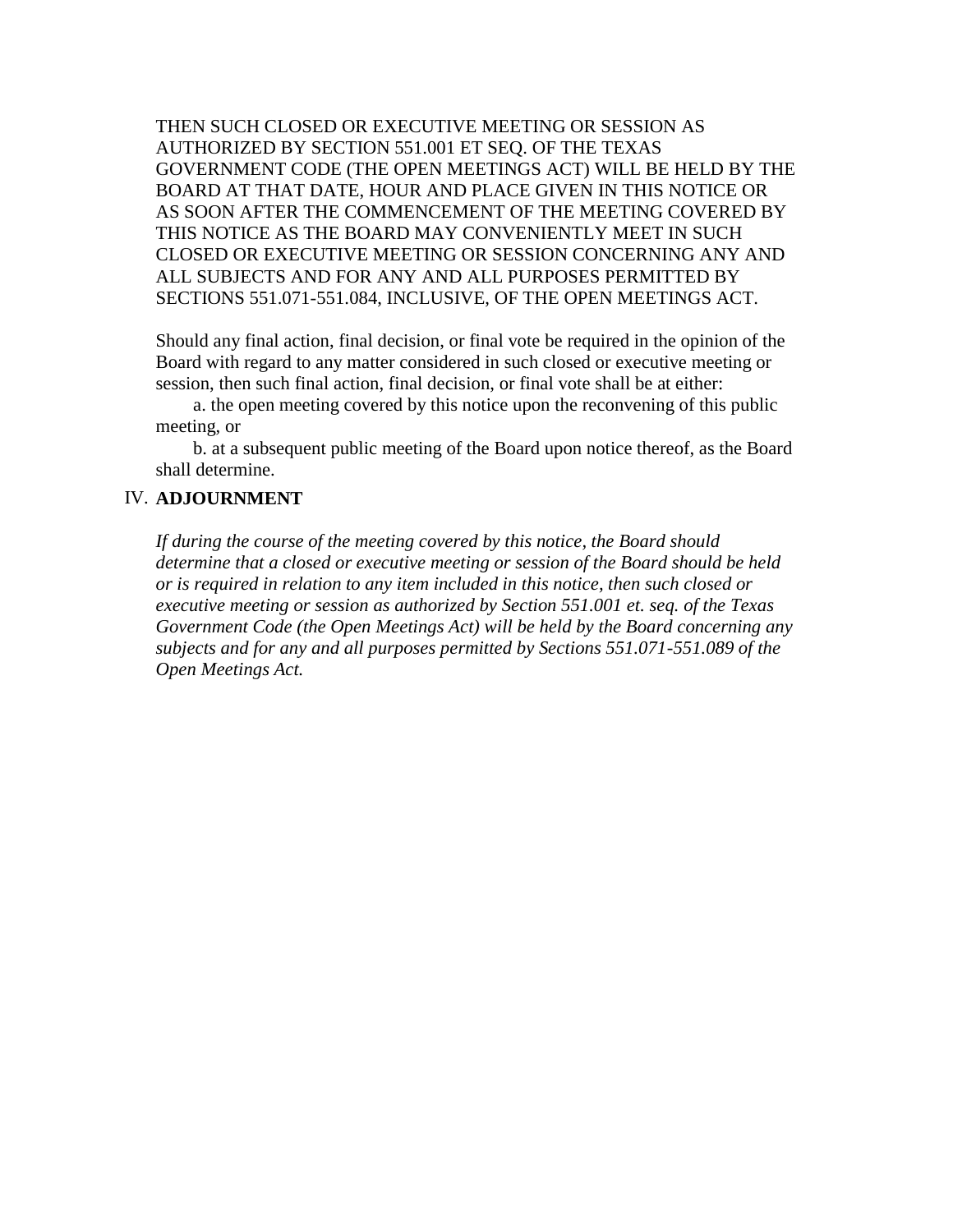THEN SUCH CLOSED OR EXECUTIVE MEETING OR SESSION AS AUTHORIZED BY SECTION 551.001 ET SEQ. OF THE TEXAS GOVERNMENT CODE (THE OPEN MEETINGS ACT) WILL BE HELD BY THE BOARD AT THAT DATE, HOUR AND PLACE GIVEN IN THIS NOTICE OR AS SOON AFTER THE COMMENCEMENT OF THE MEETING COVERED BY THIS NOTICE AS THE BOARD MAY CONVENIENTLY MEET IN SUCH CLOSED OR EXECUTIVE MEETING OR SESSION CONCERNING ANY AND ALL SUBJECTS AND FOR ANY AND ALL PURPOSES PERMITTED BY SECTIONS 551.071-551.084, INCLUSIVE, OF THE OPEN MEETINGS ACT.

Should any final action, final decision, or final vote be required in the opinion of the Board with regard to any matter considered in such closed or executive meeting or session, then such final action, final decision, or final vote shall be at either:

a. the open meeting covered by this notice upon the reconvening of this public meeting, or

b. at a subsequent public meeting of the Board upon notice thereof, as the Board shall determine.

## IV. ADJOURNMENT

*If during the course of the meeting covered by this notice, the Board should determine that a closed or executive meeting or session of the Board should be held or is required in relation to any item included in this notice, then such closed or executive meeting or session as authorized by Section 551.001 et. seq. of the Texas Government Code (the Open Meetings Act) will be held by the Board concerning any subjects and for any and all purposes permitted by Sections 551.071-551.089 of the Open Meetings Act.*